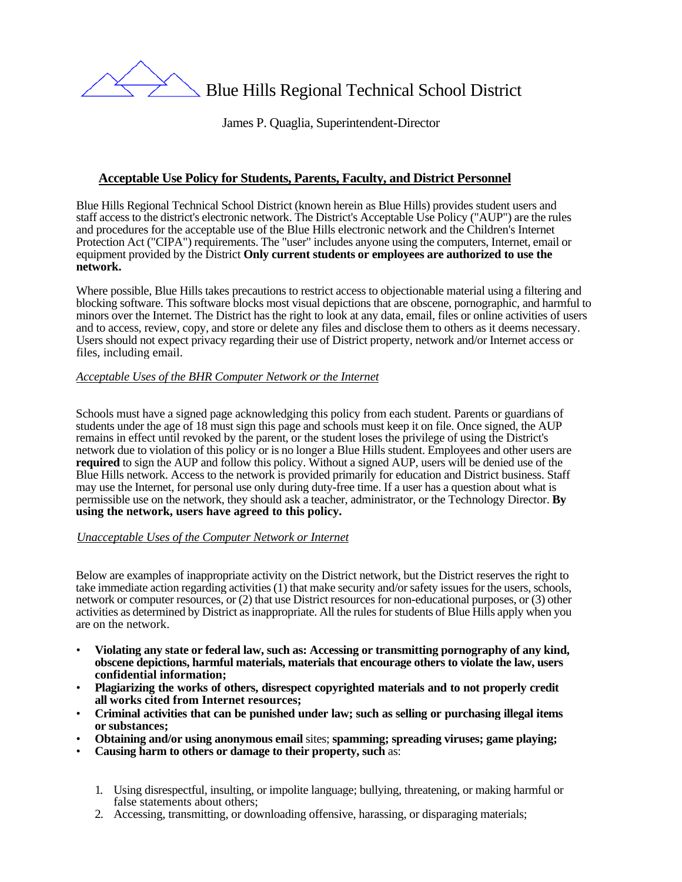# Blue Hills Regional Technical School District

James P. Quaglia, Superintendent-Director

## Acceptable Use Policy for Students, Parents, Faculty, and District Personnel

Blue Hills Regional Technical School District (known herein as Blue Hills) provides student users and staff access to the district's electronic network. The District's Acceptable Use Policy ("AUP") are the rules and procedures for the acceptable use of the Blue Hills electronic network and the Children's Internet Protection Act ("CIPA") requirements. The "user" includes anyone using the computers, Internet, email or equipment provided by the District **Only current students or employees are authorized to use the network.**

Where possible, Blue Hills takes precautions to restrict access to objectionable material using a filtering and blocking software. This software blocks most visual depictions that are obscene, pornographic, and harmful to minors over the Internet. The District has the right to look at any data, email, files or online activities of users and to access, review, copy, and store or delete any files and disclose them to others as it deems necessary. Users should not expect privacy regarding their use of District property, network and/or Internet access or files, including email.

*Acceptable Uses of the BHR Computer Network or the Internet*

Schools must have a signed page acknowledging this policy from each student. Parents or guardians of students under the age of 18 must sign this page and schools must keep it on file. Once signed, the AUP remains in effect until revoked by the parent, or the student loses the privilege of using the District's network due to violation of this policy or is no longer a Blue Hills student. Employees and other users are **required** to sign the AUP and follow this policy. Without a signed AUP, users will be denied use of the Blue Hills network. Access to the network is provided primarily for education and District business. Staff may use the Internet, for personal use only during duty-free time. If a user has a question about what is permissible use on the network, they should ask a teacher, administrator, or the Technology Director. **By using the network, users have agreed to this policy.**

*Unacceptable Uses of the Computer Network or Internet*

Below are examples of inappropriate activity on the District network, but the District reserves the right to take immediate action regarding activities (1) that make security and/or safety issues for the users, schools, network or computer resources, or (2) that use District resources for non-educational purposes, or (3) other activities as determined by District as inappropriate. All the rules for students of Blue Hills apply when you are on the network.

- **Violating any state or federal law, such as: Accessing or transmitting pornography of any kind, obscene depictions, harmful materials, materials that encourage others to violate the law, users confidential information;**
- **Plagiarizing the works of others, disrespect copyrighted materials and to not properly credit all works cited from Internet resources;**
- **Criminal activities that can be punished under law; such as selling or purchasing illegal items or substances;**
- **Obtaining and/or using anonymous email** sites; **spamming; spreading viruses; game playing;**
- **Causing harm to others or damage to their property, such** as:

  1. Using disrespectful, insulting, or impolite language; bullying, threatening, or making harmful or false statements about others;
  2. Accessing, transmitting, or downloading offensive, harassing, or disparaging materials;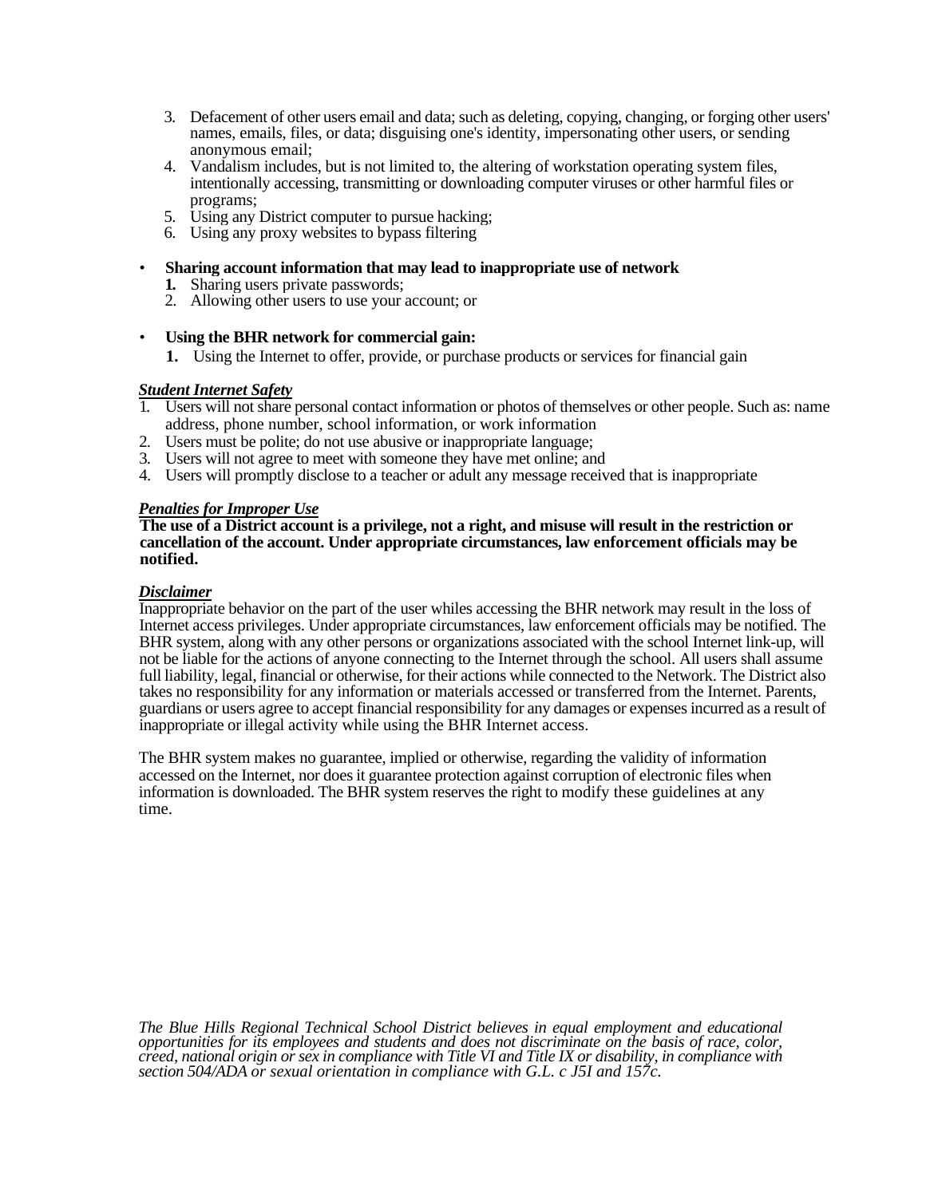3. Defacement of other users email and data; such as deleting, copying, changing, or forging other users' names, emails, files, or data; disguising one's identity, impersonating other users, or sending anonymous email;
4. Vandalism includes, but is not limited to, the altering of workstation operating system files, intentionally accessing, transmitting or downloading computer viruses or other harmful files or programs;
5. Using any District computer to pursue hacking;
6. Using any proxy websites to bypass filtering

- **Sharing account information that may lead to inappropriate use of network**
  1. Sharing users private passwords;
  2. Allowing other users to use your account; or

- **Using the BHR network for commercial gain:**
  1. Using the Internet to offer, provide, or purchase products or services for financial gain

***Student Internet Safety***

1. Users will not share personal contact information or photos of themselves or other people. Such as: name address, phone number, school information, or work information
2. Users must be polite; do not use abusive or inappropriate language;
3. Users will not agree to meet with someone they have met online; and
4. Users will promptly disclose to a teacher or adult any message received that is inappropriate

***Penalties for Improper Use***

**The use of a District account is a privilege, not a right, and misuse will result in the restriction or cancellation of the account. Under appropriate circumstances, law enforcement officials may be notified.**

***Disclaimer***

Inappropriate behavior on the part of the user whiles accessing the BHR network may result in the loss of Internet access privileges. Under appropriate circumstances, law enforcement officials may be notified. The BHR system, along with any other persons or organizations associated with the school Internet link-up, will not be liable for the actions of anyone connecting to the Internet through the school. All users shall assume full liability, legal, financial or otherwise, for their actions while connected to the Network. The District also takes no responsibility for any information or materials accessed or transferred from the Internet. Parents, guardians or users agree to accept financial responsibility for any damages or expenses incurred as a result of inappropriate or illegal activity while using the BHR Internet access.

The BHR system makes no guarantee, implied or otherwise, regarding the validity of information accessed on the Internet, nor does it guarantee protection against corruption of electronic files when information is downloaded. The BHR system reserves the right to modify these guidelines at any time.

*The Blue Hills Regional Technical School District believes in equal employment and educational opportunities for its employees and students and does not discriminate on the basis of race, color, creed, national origin or sex in compliance with Title VI and Title IX or disability, in compliance with section 504/ADA or sexual orientation in compliance with G.L. c J5I and 157c.*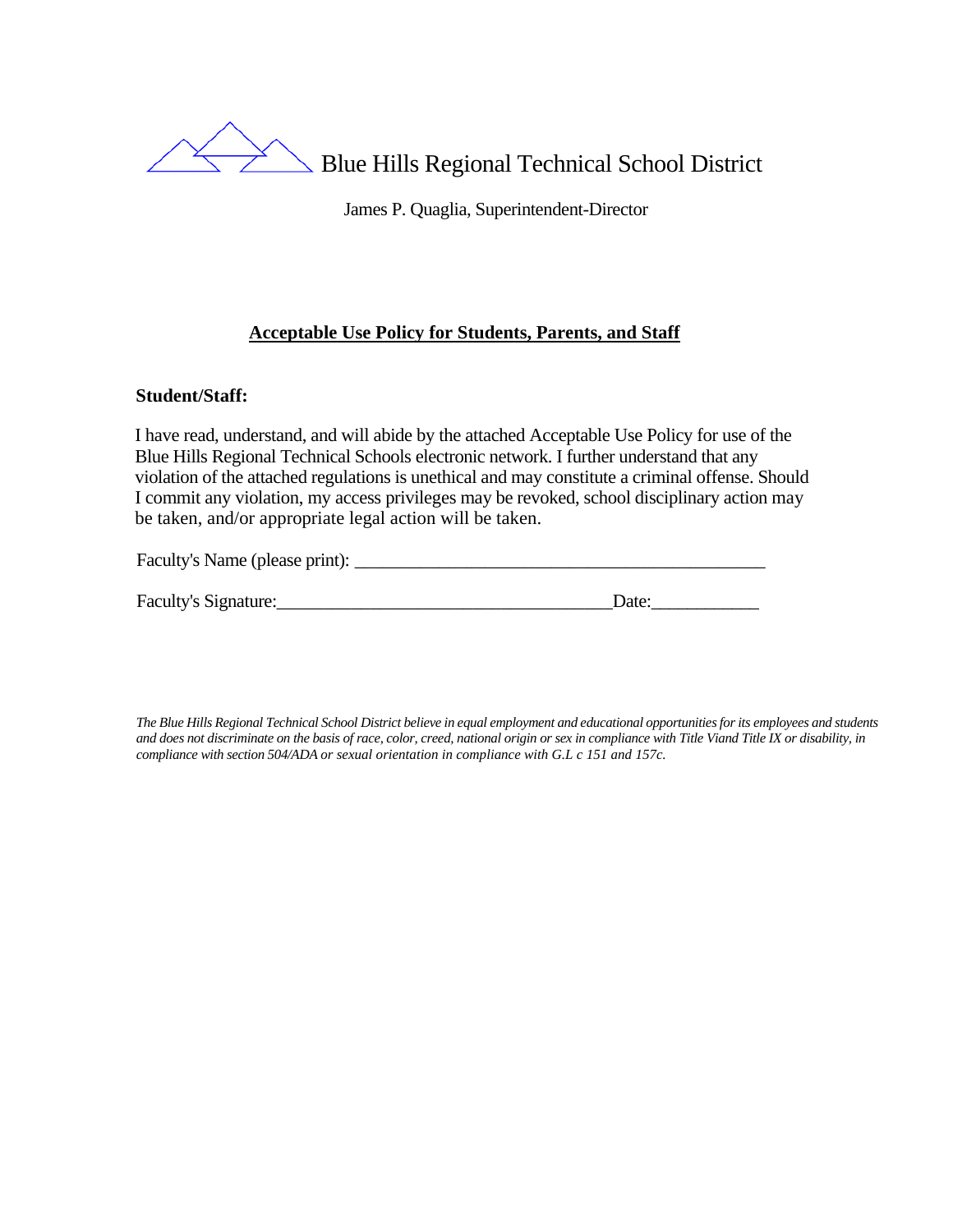# Blue Hills Regional Technical School District

James P. Quaglia, Superintendent-Director

**<u>Acceptable Use Policy for Students, Parents, and Staff</u>**

**Student/Staff:**

I have read, understand, and will abide by the attached Acceptable Use Policy for use of the Blue Hills Regional Technical Schools electronic network. I further understand that any violation of the attached regulations is unethical and may constitute a criminal offense. Should I commit any violation, my access privileges may be revoked, school disciplinary action may be taken, and/or appropriate legal action will be taken.

Faculty's Name (please print): _____________________________________________

Faculty's Signature:_____________________________________Date:____________

*The Blue Hills Regional Technical School District believe in equal employment and educational opportunities for its employees and students and does not discriminate on the basis of race, color, creed, national origin or sex in compliance with Title Viand Title IX or disability, in compliance with section 504/ADA or sexual orientation in compliance with G.L c 151 and 157c.*